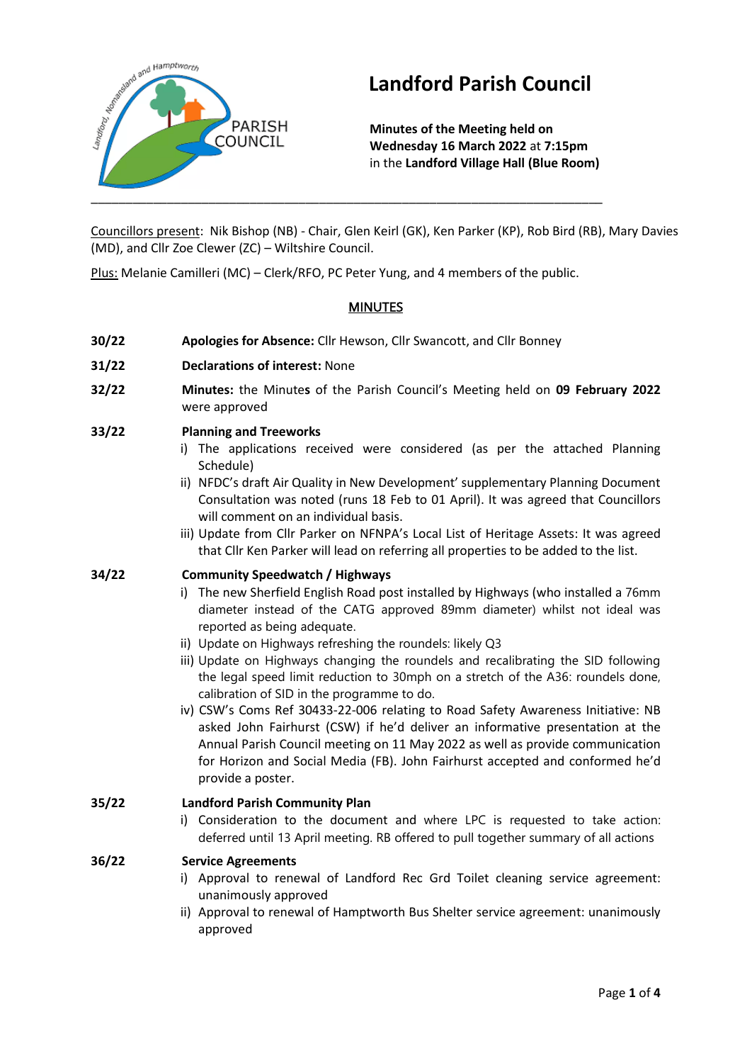# Landford Parish Council

**Minutes of the Meeting held on Wednesday 16 March 2022** at **7:15pm** in the **Landford Village Hall (Blue Room)**

---

Councillors present: Nik Bishop (NB) - Chair, Glen Keirl (GK), Ken Parker (KP), Rob Bird (RB), Mary Davies (MD), and Cllr Zoe Clewer (ZC) – Wiltshire Council.

Plus: Melanie Camilleri (MC) – Clerk/RFO, PC Peter Yung, and 4 members of the public.

## MINUTES

**30/22** **Apologies for Absence:** Cllr Hewson, Cllr Swancott, and Cllr Bonney

**31/22** **Declarations of interest:** None

**32/22** **Minutes:** the Minutes of the Parish Council's Meeting held on **09 February 2022** were approved

**33/22** **Planning and Treeworks**

i) The applications received were considered (as per the attached Planning Schedule)

ii) NFDC's draft Air Quality in New Development' supplementary Planning Document Consultation was noted (runs 18 Feb to 01 April). It was agreed that Councillors will comment on an individual basis.

iii) Update from Cllr Parker on NFNPA's Local List of Heritage Assets: It was agreed that Cllr Ken Parker will lead on referring all properties to be added to the list.

**34/22** **Community Speedwatch / Highways**

i) The new Sherfield English Road post installed by Highways (who installed a 76mm diameter instead of the CATG approved 89mm diameter) whilst not ideal was reported as being adequate.

ii) Update on Highways refreshing the roundels: likely Q3

iii) Update on Highways changing the roundels and recalibrating the SID following the legal speed limit reduction to 30mph on a stretch of the A36: roundels done, calibration of SID in the programme to do.

iv) CSW's Coms Ref 30433-22-006 relating to Road Safety Awareness Initiative: NB asked John Fairhurst (CSW) if he'd deliver an informative presentation at the Annual Parish Council meeting on 11 May 2022 as well as provide communication for Horizon and Social Media (FB). John Fairhurst accepted and conformed he'd provide a poster.

**35/22** **Landford Parish Community Plan**

i) Consideration to the document and where LPC is requested to take action: deferred until 13 April meeting. RB offered to pull together summary of all actions

**36/22** **Service Agreements**

i) Approval to renewal of Landford Rec Grd Toilet cleaning service agreement: unanimously approved

ii) Approval to renewal of Hamptworth Bus Shelter service agreement: unanimously approved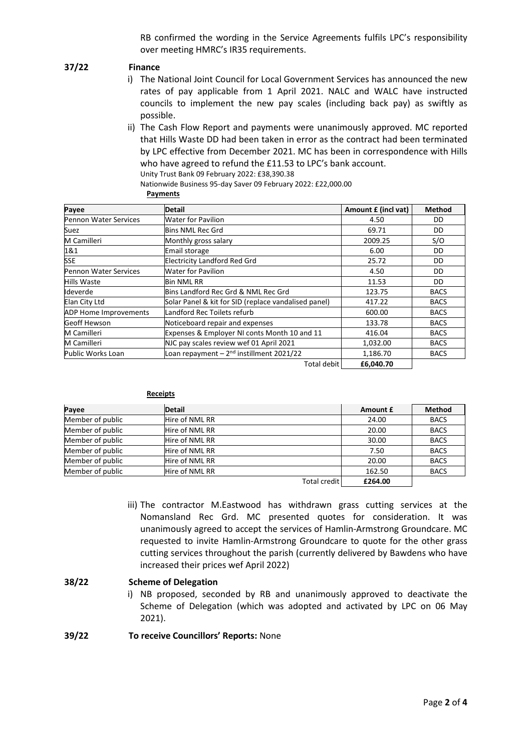RB confirmed the wording in the Service Agreements fulfils LPC's responsibility over meeting HMRC's IR35 requirements.

**37/22 Finance**

i) The National Joint Council for Local Government Services has announced the new rates of pay applicable from 1 April 2021. NALC and WALC have instructed councils to implement the new pay scales (including back pay) as swiftly as possible.

ii) The Cash Flow Report and payments were unanimously approved. MC reported that Hills Waste DD had been taken in error as the contract had been terminated by LPC effective from December 2021. MC has been in correspondence with Hills who have agreed to refund the £11.53 to LPC's bank account.

Unity Trust Bank 09 February 2022: £38,390.38

Nationwide Business 95-day Saver 09 February 2022: £22,000.00

**Payments**

| Payee | Detail | Amount £ (incl vat) | Method |
|---|---|---|---|
| Pennon Water Services | Water for Pavilion | 4.50 | DD |
| Suez | Bins NML Rec Grd | 69.71 | DD |
| M Camilleri | Monthly gross salary | 2009.25 | S/O |
| 1&1 | Email storage | 6.00 | DD |
| SSE | Electricity Landford Red Grd | 25.72 | DD |
| Pennon Water Services | Water for Pavilion | 4.50 | DD |
| Hills Waste | Bin NML RR | 11.53 | DD |
| Ideverde | Bins Landford Rec Grd & NML Rec Grd | 123.75 | BACS |
| Elan City Ltd | Solar Panel & kit for SID (replace vandalised panel) | 417.22 | BACS |
| ADP Home Improvements | Landford Rec Toilets refurb | 600.00 | BACS |
| Geoff Hewson | Noticeboard repair and expenses | 133.78 | BACS |
| M Camilleri | Expenses & Employer NI conts Month 10 and 11 | 416.04 | BACS |
| M Camilleri | NJC pay scales review wef 01 April 2021 | 1,032.00 | BACS |
| Public Works Loan | Loan repayment – 2nd instillment 2021/22 | 1,186.70 | BACS |
| | Total debit | **£6,040.70** | |

**Receipts**

| Payee | Detail | Amount £ | Method |
|---|---|---|---|
| Member of public | Hire of NML RR | 24.00 | BACS |
| Member of public | Hire of NML RR | 20.00 | BACS |
| Member of public | Hire of NML RR | 30.00 | BACS |
| Member of public | Hire of NML RR | 7.50 | BACS |
| Member of public | Hire of NML RR | 20.00 | BACS |
| Member of public | Hire of NML RR | 162.50 | BACS |
| | Total credit | **£264.00** | |

iii) The contractor M.Eastwood has withdrawn grass cutting services at the Nomansland Rec Grd. MC presented quotes for consideration. It was unanimously agreed to accept the services of Hamlin-Armstrong Groundcare. MC requested to invite Hamlin-Armstrong Groundcare to quote for the other grass cutting services throughout the parish (currently delivered by Bawdens who have increased their prices wef April 2022)

**38/22 Scheme of Delegation**

i) NB proposed, seconded by RB and unanimously approved to deactivate the Scheme of Delegation (which was adopted and activated by LPC on 06 May 2021).

**39/22 To receive Councillors' Reports:** None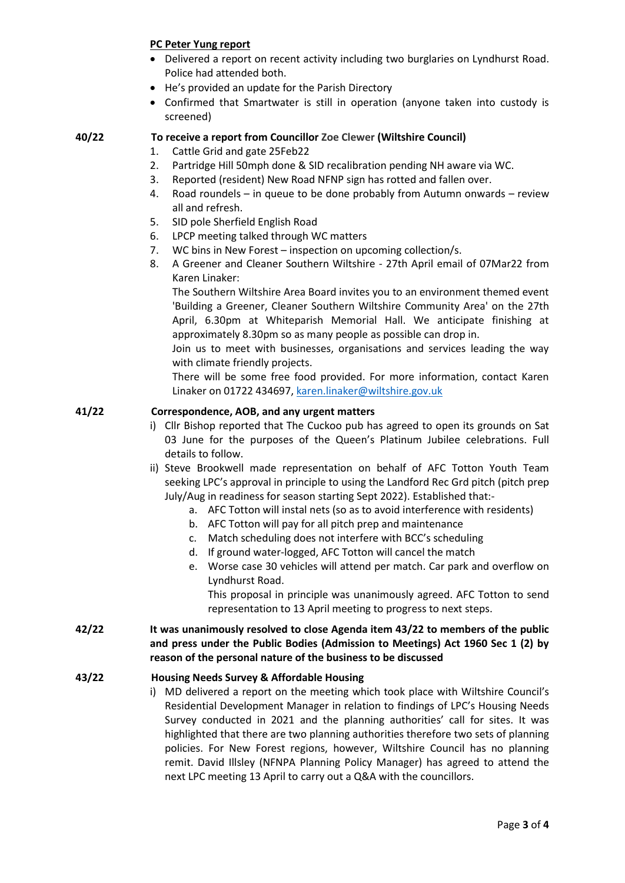**PC Peter Yung report**

- Delivered a report on recent activity including two burglaries on Lyndhurst Road. Police had attended both.
- He's provided an update for the Parish Directory
- Confirmed that Smartwater is still in operation (anyone taken into custody is screened)

**40/22** **To receive a report from Councillor Zoe Clewer (Wiltshire Council)**

1. Cattle Grid and gate 25Feb22
2. Partridge Hill 50mph done & SID recalibration pending NH aware via WC.
3. Reported (resident) New Road NFNP sign has rotted and fallen over.
4. Road roundels – in queue to be done probably from Autumn onwards – review all and refresh.
5. SID pole Sherfield English Road
6. LPCP meeting talked through WC matters
7. WC bins in New Forest – inspection on upcoming collection/s.
8. A Greener and Cleaner Southern Wiltshire - 27th April email of 07Mar22 from Karen Linaker:

   The Southern Wiltshire Area Board invites you to an environment themed event 'Building a Greener, Cleaner Southern Wiltshire Community Area' on the 27th April, 6.30pm at Whiteparish Memorial Hall. We anticipate finishing at approximately 8.30pm so as many people as possible can drop in.

   Join us to meet with businesses, organisations and services leading the way with climate friendly projects.

   There will be some free food provided. For more information, contact Karen Linaker on 01722 434697, karen.linaker@wiltshire.gov.uk

**41/22** **Correspondence, AOB, and any urgent matters**

i) Cllr Bishop reported that The Cuckoo pub has agreed to open its grounds on Sat 03 June for the purposes of the Queen's Platinum Jubilee celebrations. Full details to follow.

ii) Steve Brookwell made representation on behalf of AFC Totton Youth Team seeking LPC's approval in principle to using the Landford Rec Grd pitch (pitch prep July/Aug in readiness for season starting Sept 2022). Established that:-

   a. AFC Totton will instal nets (so as to avoid interference with residents)
   b. AFC Totton will pay for all pitch prep and maintenance
   c. Match scheduling does not interfere with BCC's scheduling
   d. If ground water-logged, AFC Totton will cancel the match
   e. Worse case 30 vehicles will attend per match. Car park and overflow on Lyndhurst Road.

   This proposal in principle was unanimously agreed. AFC Totton to send representation to 13 April meeting to progress to next steps.

**42/22** **It was unanimously resolved to close Agenda item 43/22 to members of the public and press under the Public Bodies (Admission to Meetings) Act 1960 Sec 1 (2) by reason of the personal nature of the business to be discussed**

**43/22** **Housing Needs Survey & Affordable Housing**

i) MD delivered a report on the meeting which took place with Wiltshire Council's Residential Development Manager in relation to findings of LPC's Housing Needs Survey conducted in 2021 and the planning authorities' call for sites. It was highlighted that there are two planning authorities therefore two sets of planning policies. For New Forest regions, however, Wiltshire Council has no planning remit. David Illsley (NFNPA Planning Policy Manager) has agreed to attend the next LPC meeting 13 April to carry out a Q&A with the councillors.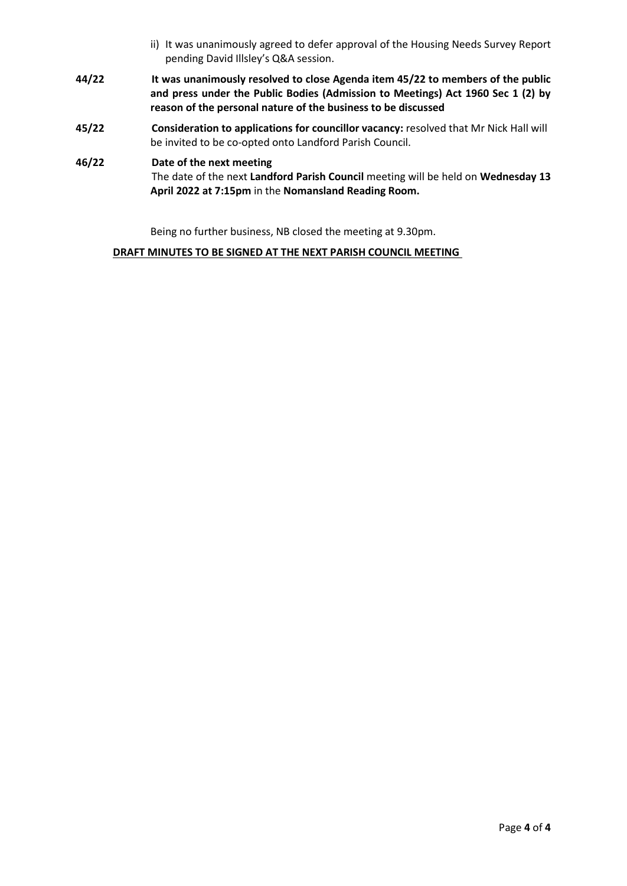ii) It was unanimously agreed to defer approval of the Housing Needs Survey Report pending David Illsley's Q&A session.

**44/22** **It was unanimously resolved to close Agenda item 45/22 to members of the public and press under the Public Bodies (Admission to Meetings) Act 1960 Sec 1 (2) by reason of the personal nature of the business to be discussed**

**45/22** **Consideration to applications for councillor vacancy:** resolved that Mr Nick Hall will be invited to be co-opted onto Landford Parish Council.

**46/22** **Date of the next meeting**
The date of the next **Landford Parish Council** meeting will be held on **Wednesday 13 April 2022 at 7:15pm** in the **Nomansland Reading Room.**

Being no further business, NB closed the meeting at 9.30pm.

**DRAFT MINUTES TO BE SIGNED AT THE NEXT PARISH COUNCIL MEETING**